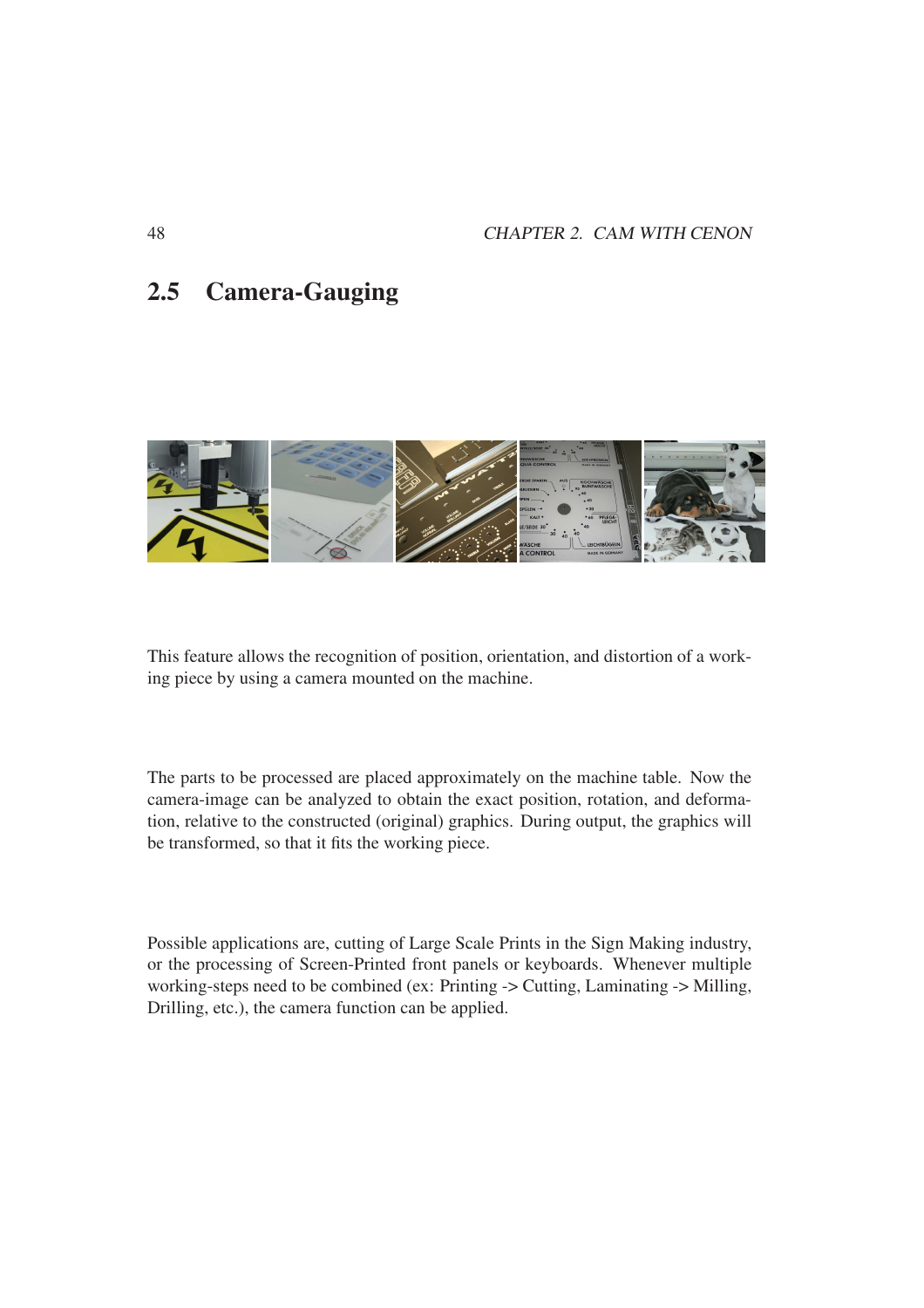## 2.5 Camera-Gauging

This feature allows the recognition of position, orientation, and distortion of a working piece by using a camera mounted on the machine.

The parts to be processed are placed approximately on the machine table. Now the camera-image can be analyzed to obtain the exact position, rotation, and deformation, relative to the constructed (original) graphics. During output, the graphics will be transformed, so that it fits the working piece.

Possible applications are, cutting of Large Scale Prints in the Sign Making industry, or the processing of Screen-Printed front panels or keyboards. Whenever multiple working-steps need to be combined (ex: Printing -> Cutting, Laminating -> Milling, Drilling, etc.), the camera function can be applied.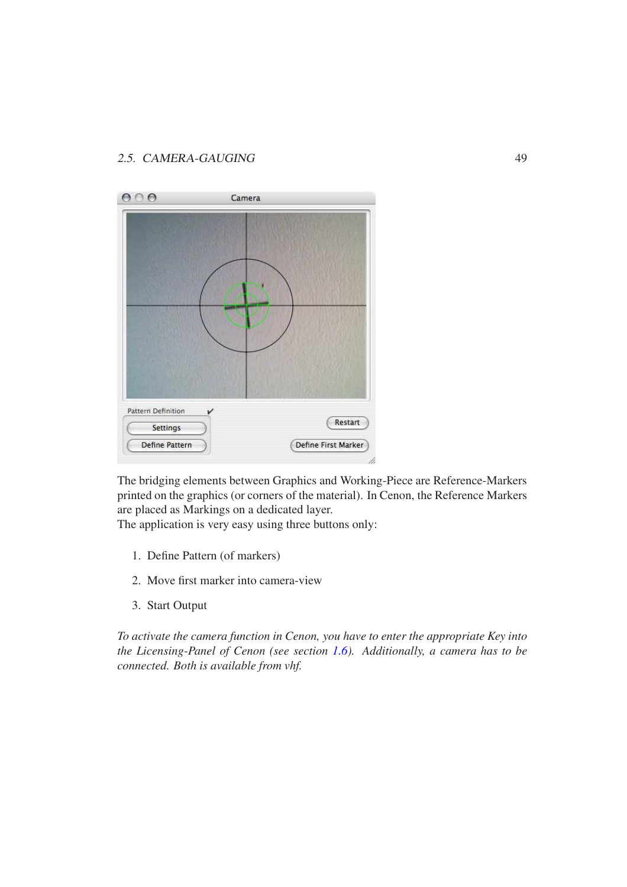The bridging elements between Graphics and Working-Piece are Reference-Markers printed on the graphics (or corners of the material). In Cenon, the Reference Markers are placed as Markings on a dedicated layer.
The application is very easy using three buttons only:

1. Define Pattern (of markers)
2. Move first marker into camera-view
3. Start Output

*To activate the camera function in Cenon, you have to enter the appropriate Key into the Licensing-Panel of Cenon (see section 1.6). Additionally, a camera has to be connected. Both is available from vhf.*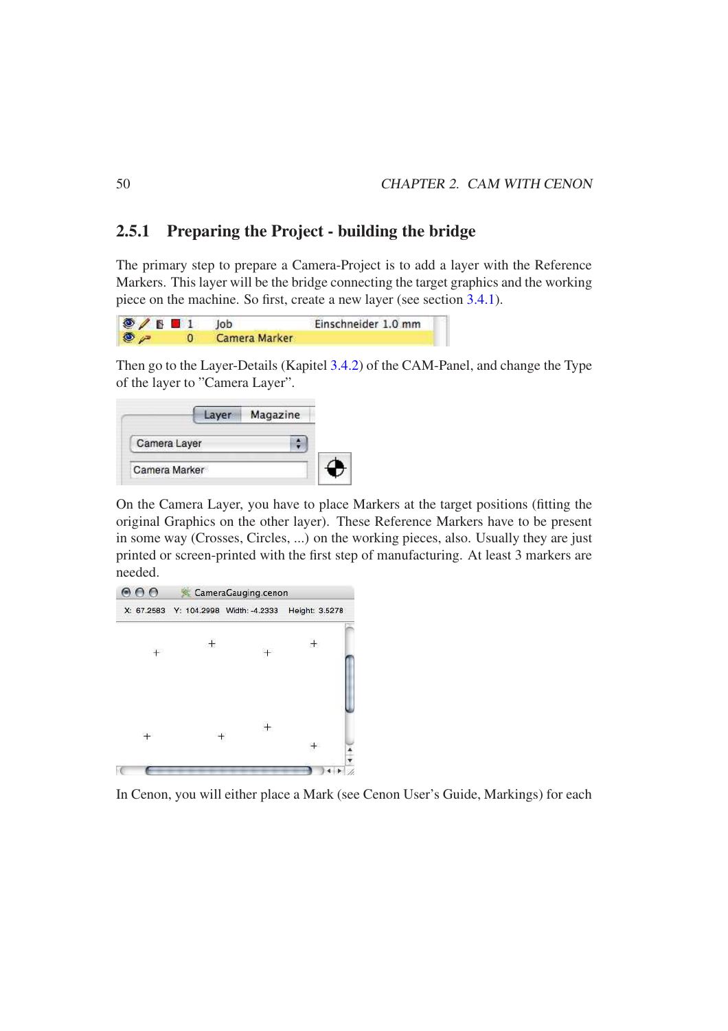### 2.5.1 Preparing the Project - building the bridge

The primary step to prepare a Camera-Project is to add a layer with the Reference Markers. This layer will be the bridge connecting the target graphics and the working piece on the machine. So first, create a new layer (see section 3.4.1).

Then go to the Layer-Details (Kapitel 3.4.2) of the CAM-Panel, and change the Type of the layer to "Camera Layer".

On the Camera Layer, you have to place Markers at the target positions (fitting the original Graphics on the other layer). These Reference Markers have to be present in some way (Crosses, Circles, ...) on the working pieces, also. Usually they are just printed or screen-printed with the first step of manufacturing. At least 3 markers are needed.

In Cenon, you will either place a Mark (see Cenon User's Guide, Markings) for each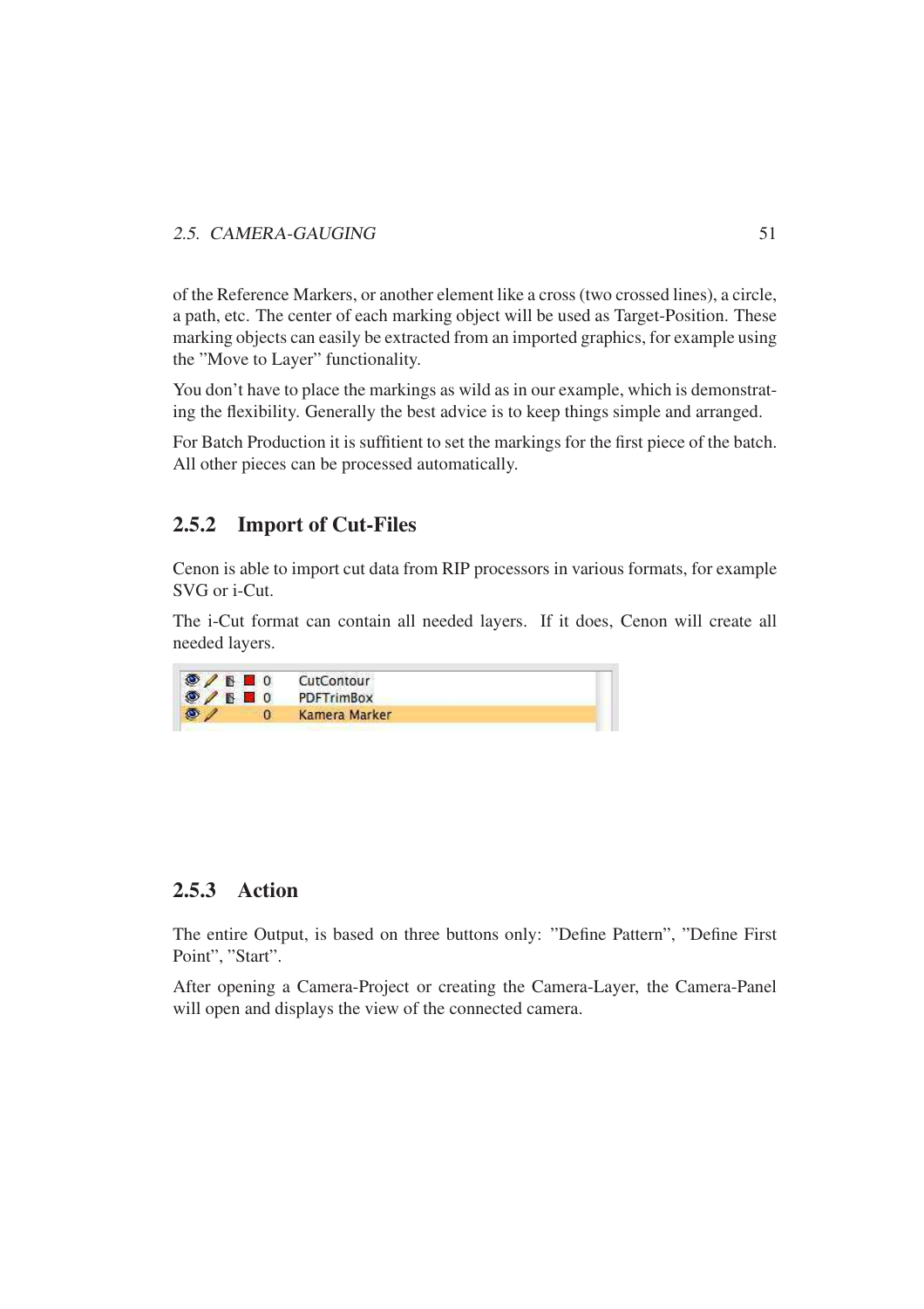of the Reference Markers, or another element like a cross (two crossed lines), a circle, a path, etc. The center of each marking object will be used as Target-Position. These marking objects can easily be extracted from an imported graphics, for example using the "Move to Layer" functionality.

You don't have to place the markings as wild as in our example, which is demonstrating the flexibility. Generally the best advice is to keep things simple and arranged.

For Batch Production it is suffitient to set the markings for the first piece of the batch. All other pieces can be processed automatically.

### 2.5.2 Import of Cut-Files

Cenon is able to import cut data from RIP processors in various formats, for example SVG or i-Cut.

The i-Cut format can contain all needed layers. If it does, Cenon will create all needed layers.

| | | |
|---|---|---|
| 0 | CutContour | |
| 0 | PDFTrimBox | |
| 0 | Kamera Marker | |

### 2.5.3 Action

The entire Output, is based on three buttons only: "Define Pattern", "Define First Point", "Start".

After opening a Camera-Project or creating the Camera-Layer, the Camera-Panel will open and displays the view of the connected camera.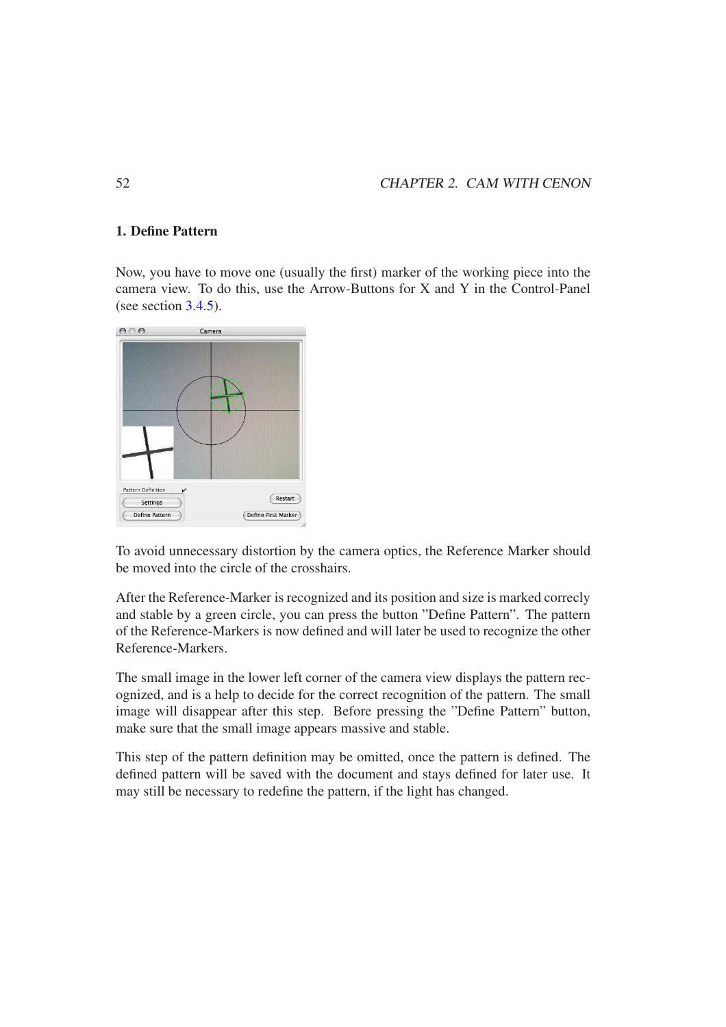**1. Define Pattern**

Now, you have to move one (usually the first) marker of the working piece into the camera view. To do this, use the Arrow-Buttons for X and Y in the Control-Panel (see section 3.4.5).

To avoid unnecessary distortion by the camera optics, the Reference Marker should be moved into the circle of the crosshairs.

After the Reference-Marker is recognized and its position and size is marked correcly and stable by a green circle, you can press the button "Define Pattern". The pattern of the Reference-Markers is now defined and will later be used to recognize the other Reference-Markers.

The small image in the lower left corner of the camera view displays the pattern recognized, and is a help to decide for the correct recognition of the pattern. The small image will disappear after this step. Before pressing the "Define Pattern" button, make sure that the small image appears massive and stable.

This step of the pattern definition may be omitted, once the pattern is defined. The defined pattern will be saved with the document and stays defined for later use. It may still be necessary to redefine the pattern, if the light has changed.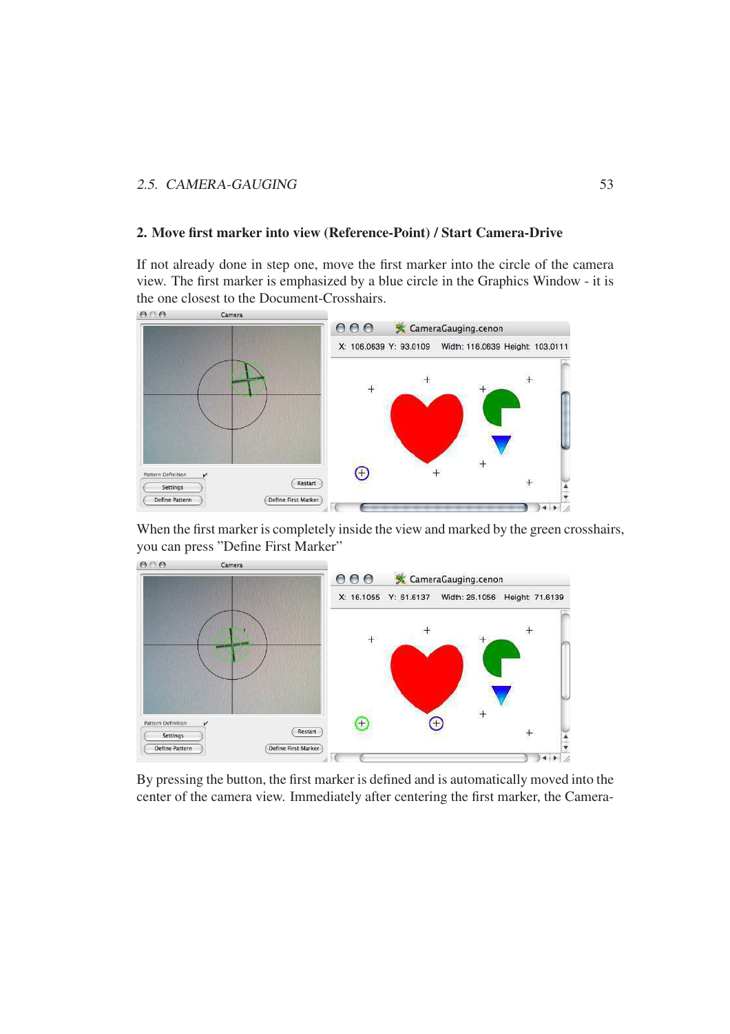**2. Move first marker into view (Reference-Point) / Start Camera-Drive**

If not already done in step one, move the first marker into the circle of the camera view. The first marker is emphasized by a blue circle in the Graphics Window - it is the one closest to the Document-Crosshairs.

When the first marker is completely inside the view and marked by the green crosshairs, you can press "Define First Marker"

By pressing the button, the first marker is defined and is automatically moved into the center of the camera view. Immediately after centering the first marker, the Camera-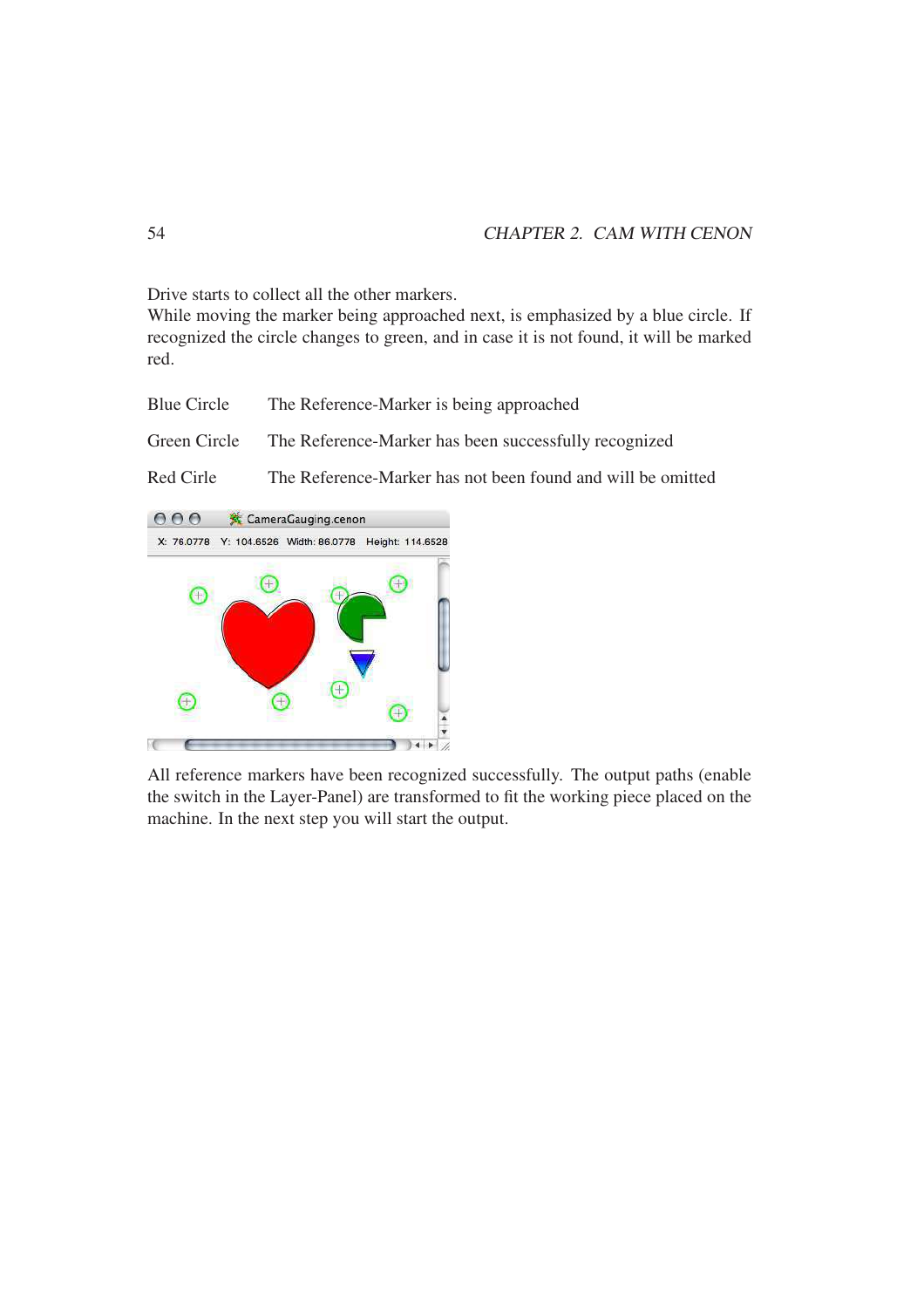Drive starts to collect all the other markers.
While moving the marker being approached next, is emphasized by a blue circle. If recognized the circle changes to green, and in case it is not found, it will be marked red.

| | |
|---|---|
| Blue Circle | The Reference-Marker is being approached |
| Green Circle | The Reference-Marker has been successfully recognized |
| Red Cirle | The Reference-Marker has not been found and will be omitted |

All reference markers have been recognized successfully. The output paths (enable the switch in the Layer-Panel) are transformed to fit the working piece placed on the machine. In the next step you will start the output.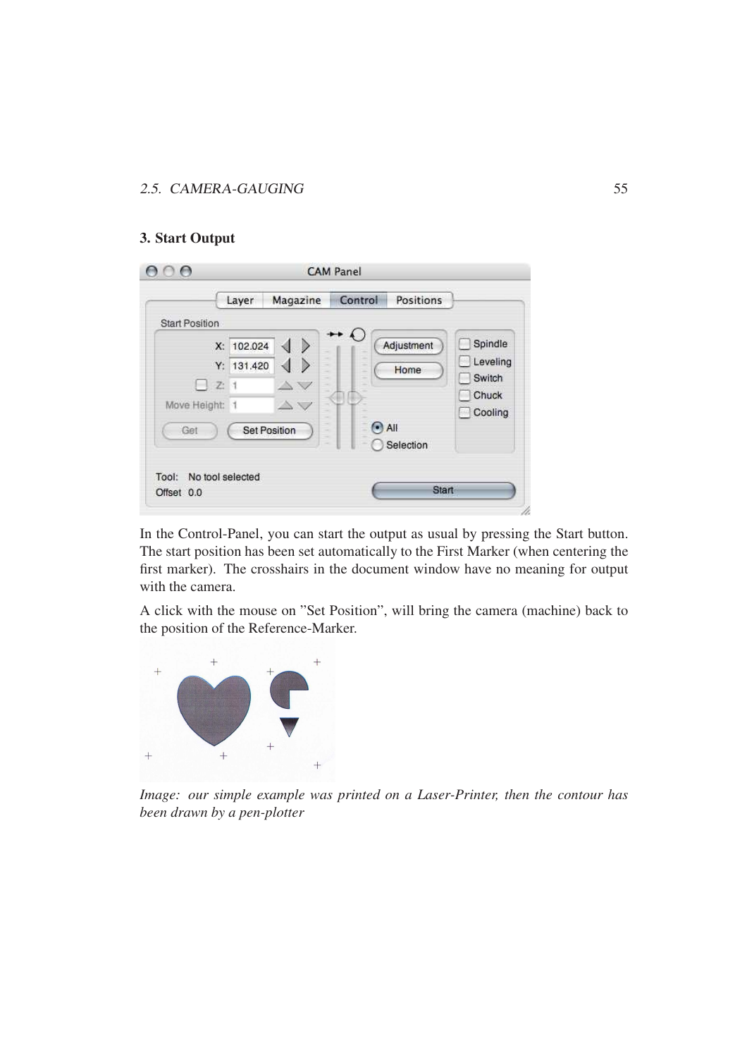### 3. Start Output

In the Control-Panel, you can start the output as usual by pressing the Start button. The start position has been set automatically to the First Marker (when centering the first marker). The crosshairs in the document window have no meaning for output with the camera.

A click with the mouse on "Set Position", will bring the camera (machine) back to the position of the Reference-Marker.

*Image: our simple example was printed on a Laser-Printer, then the contour has been drawn by a pen-plotter*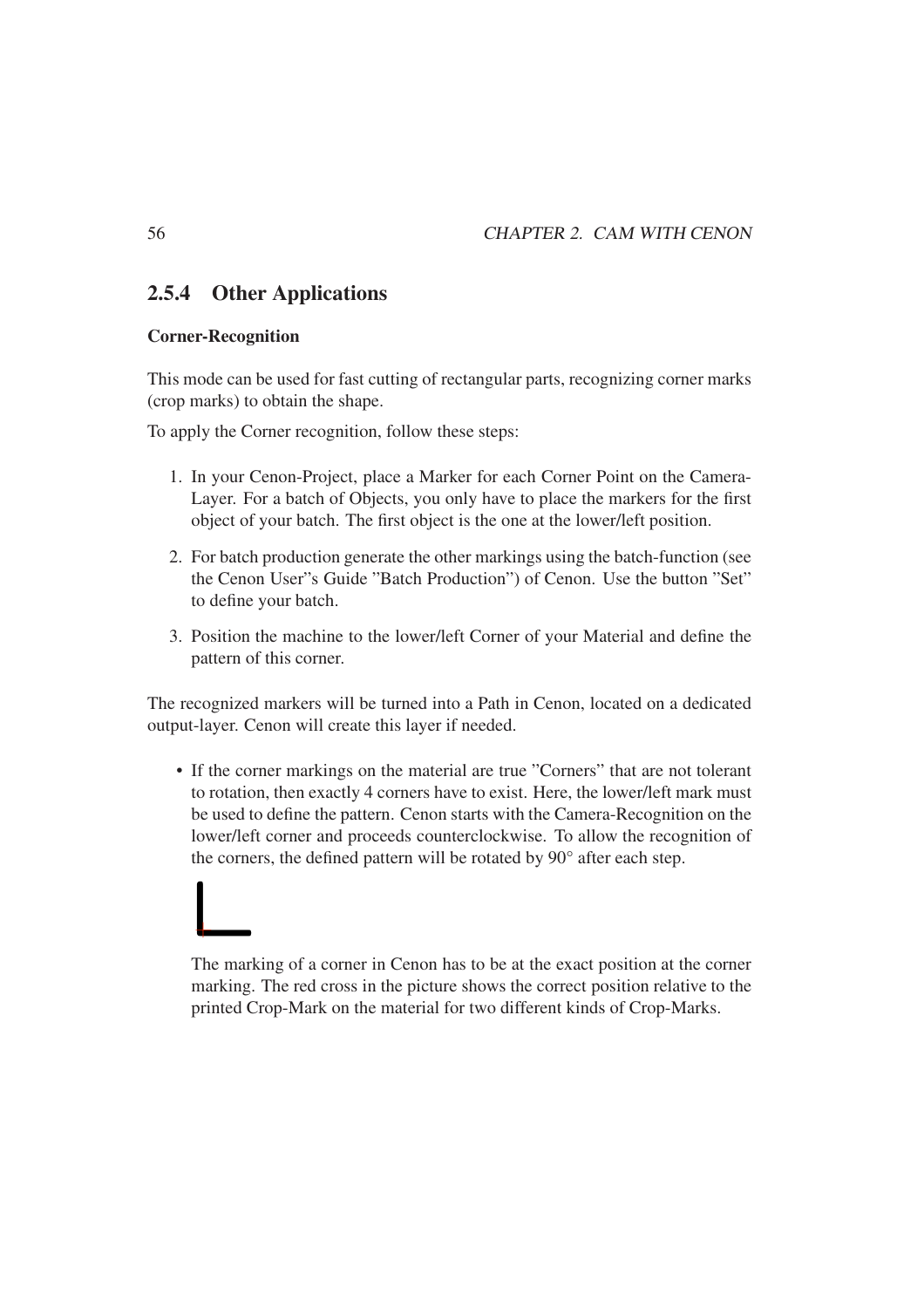### 2.5.4 Other Applications

**Corner-Recognition**

This mode can be used for fast cutting of rectangular parts, recognizing corner marks (crop marks) to obtain the shape.

To apply the Corner recognition, follow these steps:

1. In your Cenon-Project, place a Marker for each Corner Point on the Camera-Layer. For a batch of Objects, you only have to place the markers for the first object of your batch. The first object is the one at the lower/left position.
2. For batch production generate the other markings using the batch-function (see the Cenon User"s Guide "Batch Production") of Cenon. Use the button "Set" to define your batch.
3. Position the machine to the lower/left Corner of your Material and define the pattern of this corner.

The recognized markers will be turned into a Path in Cenon, located on a dedicated output-layer. Cenon will create this layer if needed.

- If the corner markings on the material are true "Corners" that are not tolerant to rotation, then exactly 4 corners have to exist. Here, the lower/left mark must be used to define the pattern. Cenon starts with the Camera-Recognition on the lower/left corner and proceeds counterclockwise. To allow the recognition of the corners, the defined pattern will be rotated by 90° after each step.

  The marking of a corner in Cenon has to be at the exact position at the corner marking. The red cross in the picture shows the correct position relative to the printed Crop-Mark on the material for two different kinds of Crop-Marks.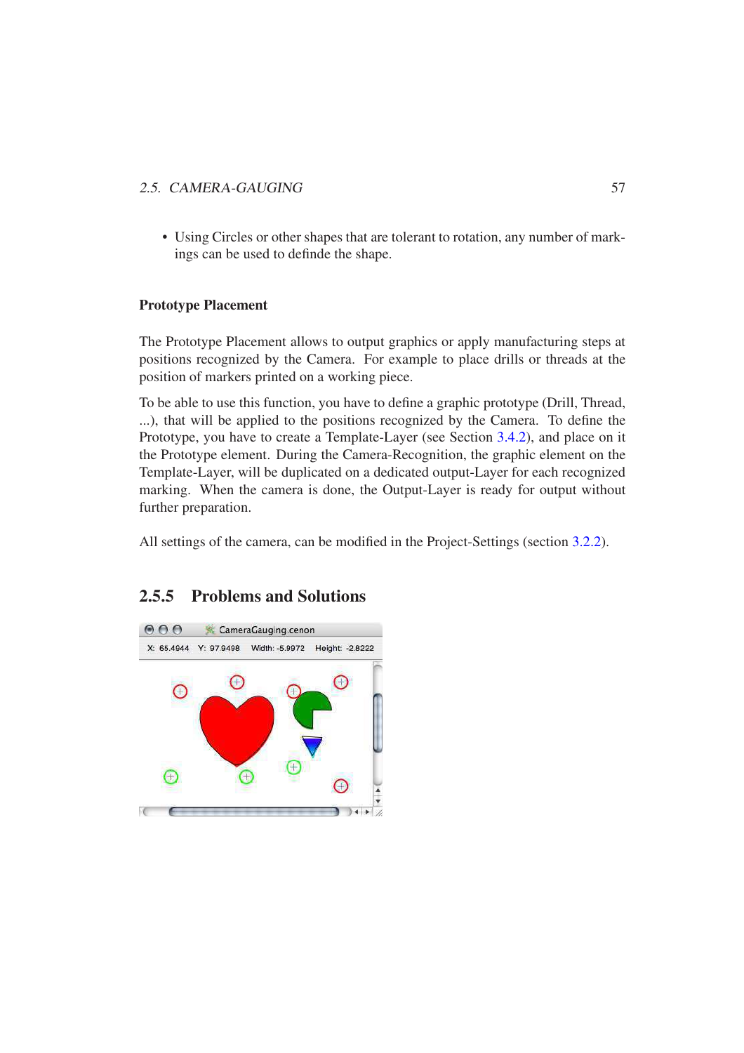- Using Circles or other shapes that are tolerant to rotation, any number of markings can be used to definde the shape.

**Prototype Placement**

The Prototype Placement allows to output graphics or apply manufacturing steps at positions recognized by the Camera. For example to place drills or threads at the position of markers printed on a working piece.

To be able to use this function, you have to define a graphic prototype (Drill, Thread, ...), that will be applied to the positions recognized by the Camera. To define the Prototype, you have to create a Template-Layer (see Section 3.4.2), and place on it the Prototype element. During the Camera-Recognition, the graphic element on the Template-Layer, will be duplicated on a dedicated output-Layer for each recognized marking. When the camera is done, the Output-Layer is ready for output without further preparation.

All settings of the camera, can be modified in the Project-Settings (section 3.2.2).

### 2.5.5 Problems and Solutions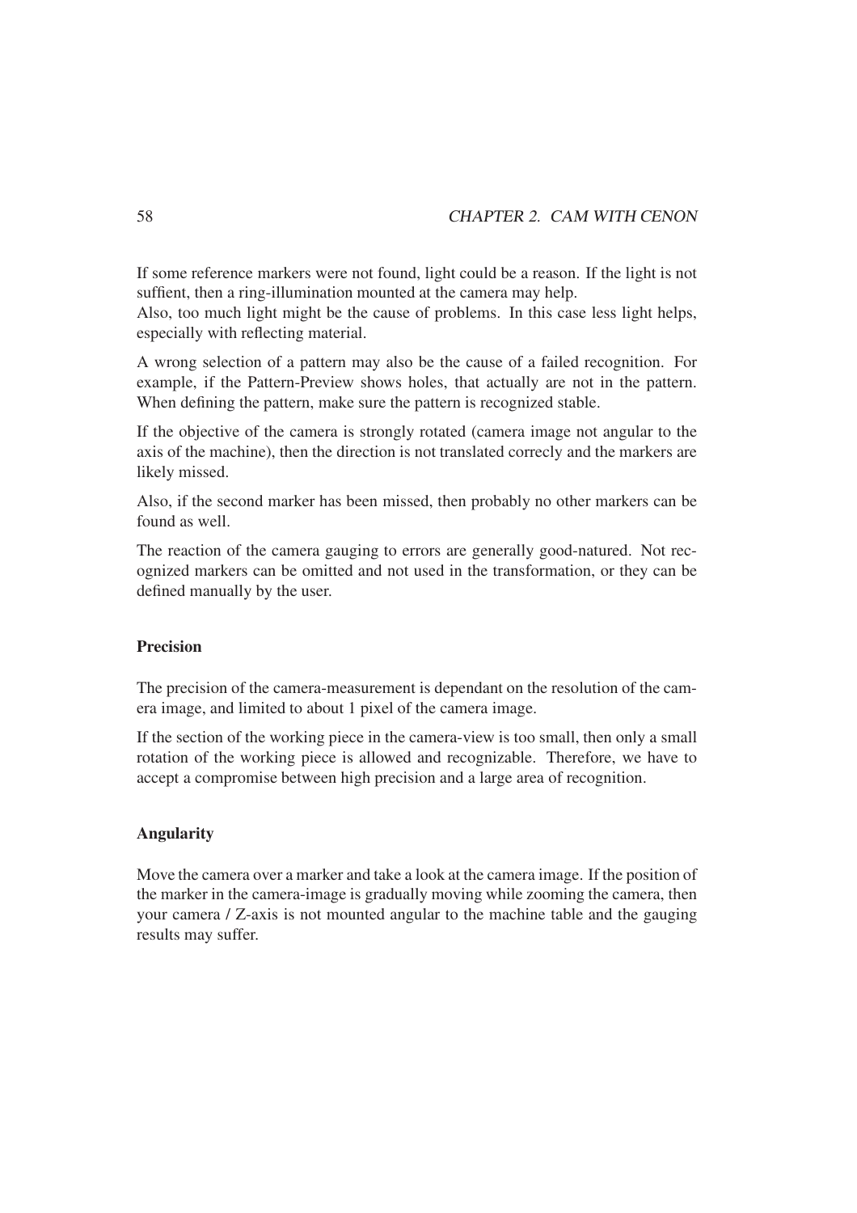If some reference markers were not found, light could be a reason. If the light is not suffient, then a ring-illumination mounted at the camera may help.
Also, too much light might be the cause of problems. In this case less light helps, especially with reflecting material.

A wrong selection of a pattern may also be the cause of a failed recognition. For example, if the Pattern-Preview shows holes, that actually are not in the pattern. When defining the pattern, make sure the pattern is recognized stable.

If the objective of the camera is strongly rotated (camera image not angular to the axis of the machine), then the direction is not translated correcly and the markers are likely missed.

Also, if the second marker has been missed, then probably no other markers can be found as well.

The reaction of the camera gauging to errors are generally good-natured. Not recognized markers can be omitted and not used in the transformation, or they can be defined manually by the user.

#### Precision

The precision of the camera-measurement is dependant on the resolution of the camera image, and limited to about 1 pixel of the camera image.

If the section of the working piece in the camera-view is too small, then only a small rotation of the working piece is allowed and recognizable. Therefore, we have to accept a compromise between high precision and a large area of recognition.

#### Angularity

Move the camera over a marker and take a look at the camera image. If the position of the marker in the camera-image is gradually moving while zooming the camera, then your camera / Z-axis is not mounted angular to the machine table and the gauging results may suffer.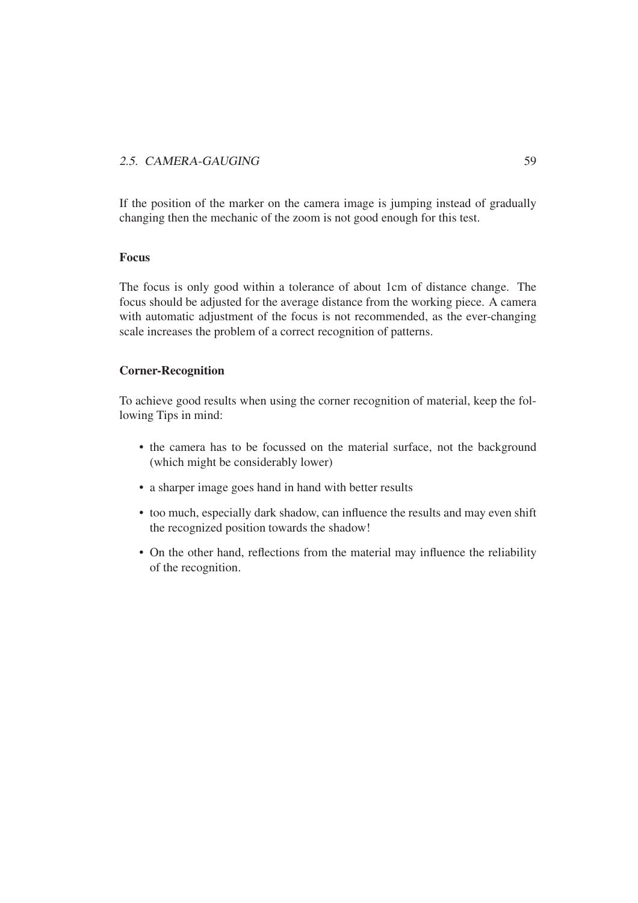If the position of the marker on the camera image is jumping instead of gradually changing then the mechanic of the zoom is not good enough for this test.

### Focus

The focus is only good within a tolerance of about 1cm of distance change. The focus should be adjusted for the average distance from the working piece. A camera with automatic adjustment of the focus is not recommended, as the ever-changing scale increases the problem of a correct recognition of patterns.

### Corner-Recognition

To achieve good results when using the corner recognition of material, keep the following Tips in mind:

- the camera has to be focussed on the material surface, not the background (which might be considerably lower)
- a sharper image goes hand in hand with better results
- too much, especially dark shadow, can influence the results and may even shift the recognized position towards the shadow!
- On the other hand, reflections from the material may influence the reliability of the recognition.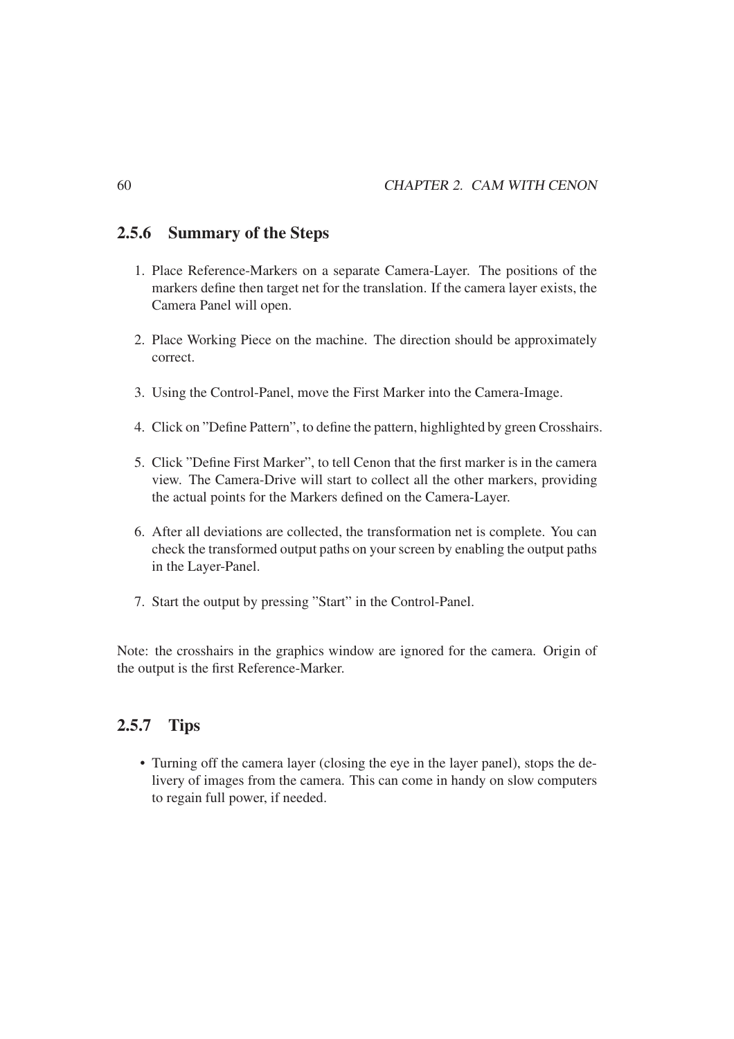### 2.5.6 Summary of the Steps

1. Place Reference-Markers on a separate Camera-Layer. The positions of the markers define then target net for the translation. If the camera layer exists, the Camera Panel will open.

2. Place Working Piece on the machine. The direction should be approximately correct.

3. Using the Control-Panel, move the First Marker into the Camera-Image.

4. Click on "Define Pattern", to define the pattern, highlighted by green Crosshairs.

5. Click "Define First Marker", to tell Cenon that the first marker is in the camera view. The Camera-Drive will start to collect all the other markers, providing the actual points for the Markers defined on the Camera-Layer.

6. After all deviations are collected, the transformation net is complete. You can check the transformed output paths on your screen by enabling the output paths in the Layer-Panel.

7. Start the output by pressing "Start" in the Control-Panel.

Note: the crosshairs in the graphics window are ignored for the camera. Origin of the output is the first Reference-Marker.

### 2.5.7 Tips

- Turning off the camera layer (closing the eye in the layer panel), stops the delivery of images from the camera. This can come in handy on slow computers to regain full power, if needed.